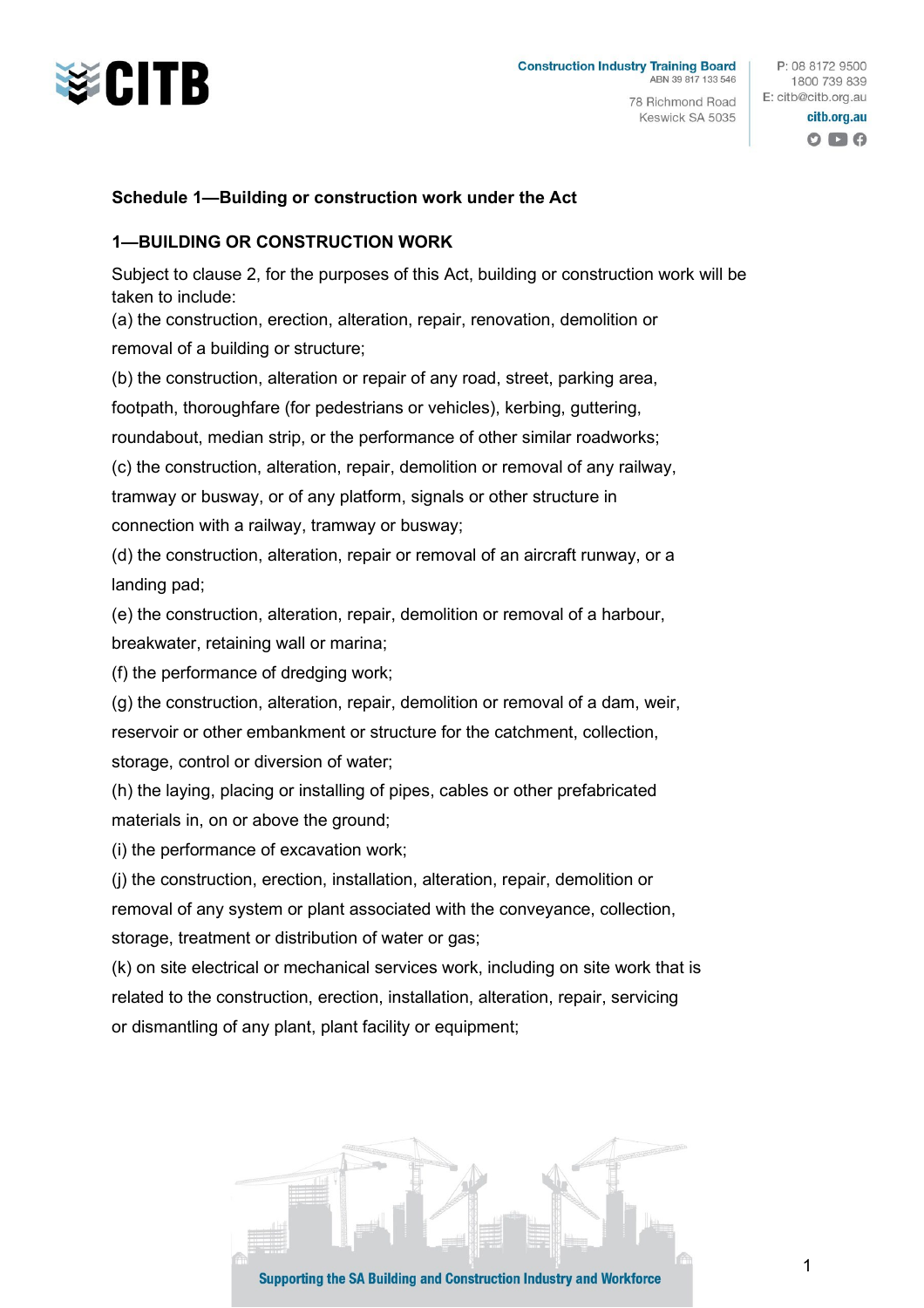## Schedule 1—Building or construction work under the Act

### 1—BUILDING OR CONSTRUCTION WORK

Subject to clause 2, for the purposes of this Act, building or construction work will be taken to include:

(a) the construction, erection, alteration, repair, renovation, demolition or removal of a building or structure;

(b) the construction, alteration or repair of any road, street, parking area, footpath, thoroughfare (for pedestrians or vehicles), kerbing, guttering, roundabout, median strip, or the performance of other similar roadworks;

(c) the construction, alteration, repair, demolition or removal of any railway, tramway or busway, or of any platform, signals or other structure in connection with a railway, tramway or busway;

(d) the construction, alteration, repair or removal of an aircraft runway, or a landing pad;

(e) the construction, alteration, repair, demolition or removal of a harbour, breakwater, retaining wall or marina;

(f) the performance of dredging work;

(g) the construction, alteration, repair, demolition or removal of a dam, weir, reservoir or other embankment or structure for the catchment, collection, storage, control or diversion of water;

(h) the laying, placing or installing of pipes, cables or other prefabricated materials in, on or above the ground;

(i) the performance of excavation work;

(j) the construction, erection, installation, alteration, repair, demolition or removal of any system or plant associated with the conveyance, collection, storage, treatment or distribution of water or gas;

(k) on site electrical or mechanical services work, including on site work that is related to the construction, erection, installation, alteration, repair, servicing or dismantling of any plant, plant facility or equipment;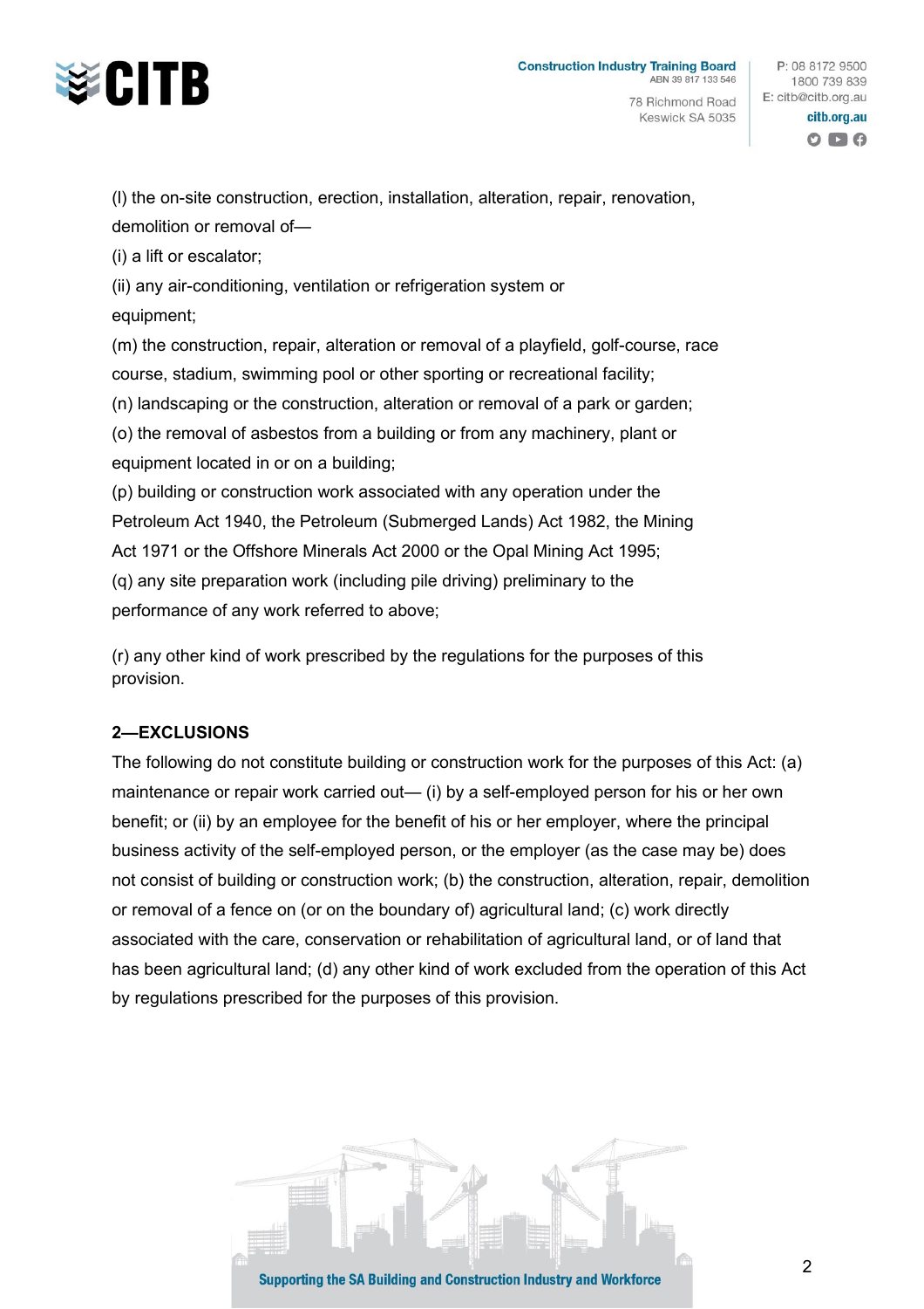(l) the on-site construction, erection, installation, alteration, repair, renovation, demolition or removal of—

(i) a lift or escalator;

(ii) any air-conditioning, ventilation or refrigeration system or equipment;

(m) the construction, repair, alteration or removal of a playfield, golf-course, race course, stadium, swimming pool or other sporting or recreational facility;

(n) landscaping or the construction, alteration or removal of a park or garden;

(o) the removal of asbestos from a building or from any machinery, plant or equipment located in or on a building;

(p) building or construction work associated with any operation under the Petroleum Act 1940, the Petroleum (Submerged Lands) Act 1982, the Mining Act 1971 or the Offshore Minerals Act 2000 or the Opal Mining Act 1995;

(q) any site preparation work (including pile driving) preliminary to the performance of any work referred to above;

(r) any other kind of work prescribed by the regulations for the purposes of this provision.

**2—EXCLUSIONS**

The following do not constitute building or construction work for the purposes of this Act: (a) maintenance or repair work carried out— (i) by a self-employed person for his or her own benefit; or (ii) by an employee for the benefit of his or her employer, where the principal business activity of the self-employed person, or the employer (as the case may be) does not consist of building or construction work; (b) the construction, alteration, repair, demolition or removal of a fence on (or on the boundary of) agricultural land; (c) work directly associated with the care, conservation or rehabilitation of agricultural land, or of land that has been agricultural land; (d) any other kind of work excluded from the operation of this Act by regulations prescribed for the purposes of this provision.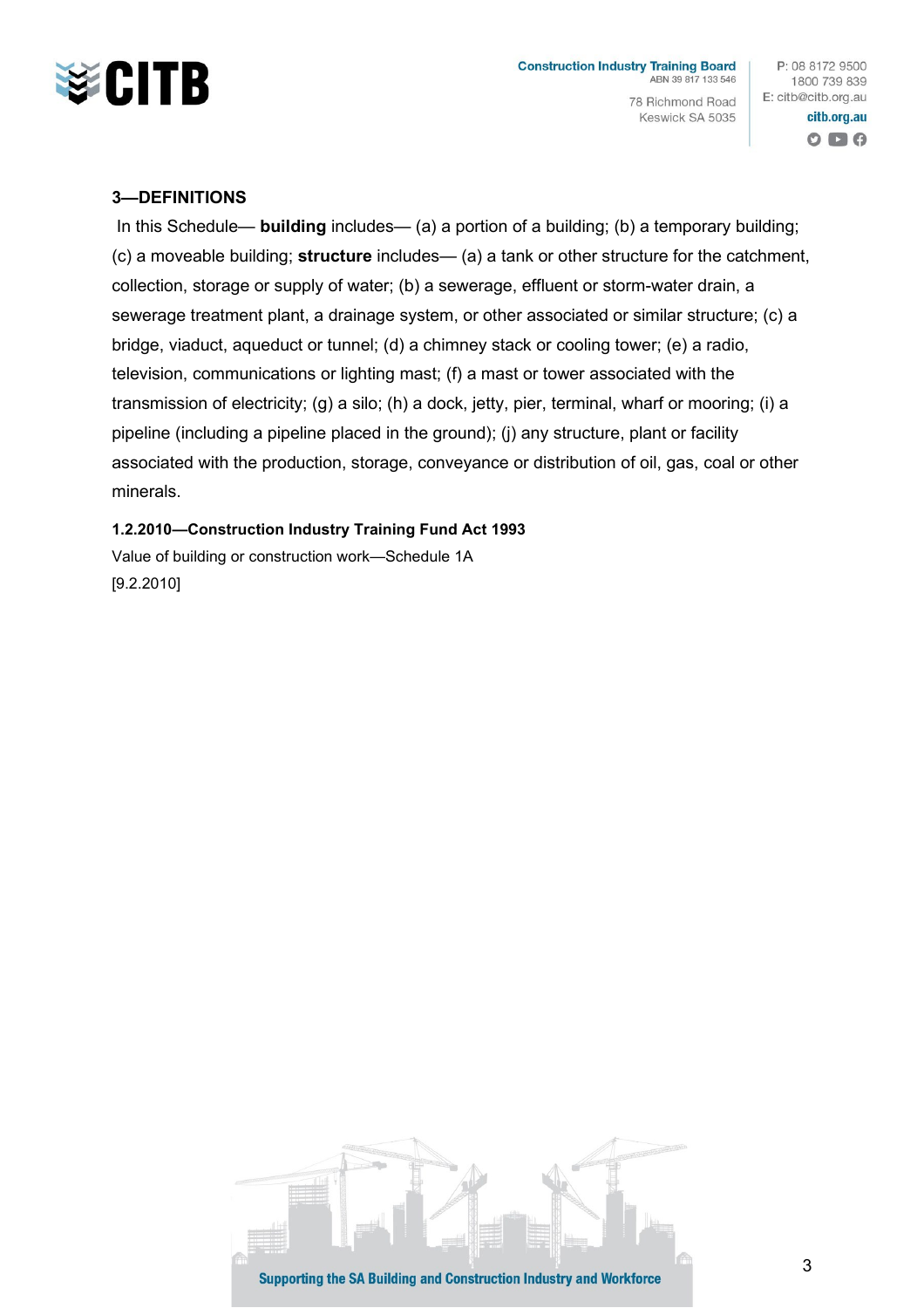### 3—DEFINITIONS

In this Schedule— **building** includes— (a) a portion of a building; (b) a temporary building; (c) a moveable building; **structure** includes— (a) a tank or other structure for the catchment, collection, storage or supply of water; (b) a sewerage, effluent or storm-water drain, a sewerage treatment plant, a drainage system, or other associated or similar structure; (c) a bridge, viaduct, aqueduct or tunnel; (d) a chimney stack or cooling tower; (e) a radio, television, communications or lighting mast; (f) a mast or tower associated with the transmission of electricity; (g) a silo; (h) a dock, jetty, pier, terminal, wharf or mooring; (i) a pipeline (including a pipeline placed in the ground); (j) any structure, plant or facility associated with the production, storage, conveyance or distribution of oil, gas, coal or other minerals.

**1.2.2010—Construction Industry Training Fund Act 1993**

Value of building or construction work—Schedule 1A

[9.2.2010]